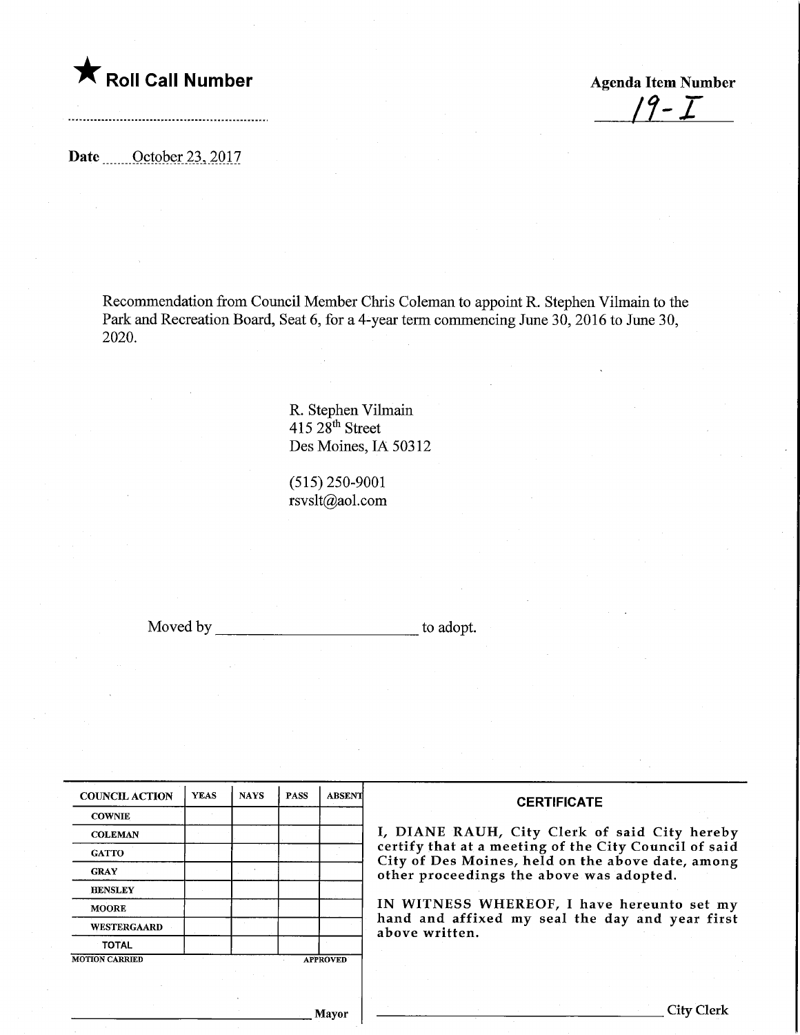★ **Roll Call Number**

**Agenda Item Number**
19-I

**Date** October 23, 2017

Recommendation from Council Member Chris Coleman to appoint R. Stephen Vilmain to the Park and Recreation Board, Seat 6, for a 4-year term commencing June 30, 2016 to June 30, 2020.

R. Stephen Vilmain
415 28th Street
Des Moines, IA 50312

(515) 250-9001
rsvslt@aol.com

Moved by ________________________ to adopt.

| COUNCIL ACTION | YEAS | NAYS | PASS | ABSENT |
|---|---|---|---|---|
| COWNIE | | | | |
| COLEMAN | | | | |
| GATTO | | | | |
| GRAY | | | | |
| HENSLEY | | | | |
| MOORE | | | | |
| WESTERGAARD | | | | |
| TOTAL | | | | |

MOTION CARRIED APPROVED

________________________ Mayor

**CERTIFICATE**

I, DIANE RAUH, City Clerk of said City hereby certify that at a meeting of the City Council of said City of Des Moines, held on the above date, among other proceedings the above was adopted.

IN WITNESS WHEREOF, I have hereunto set my hand and affixed my seal the day and year first above written.

________________________ City Clerk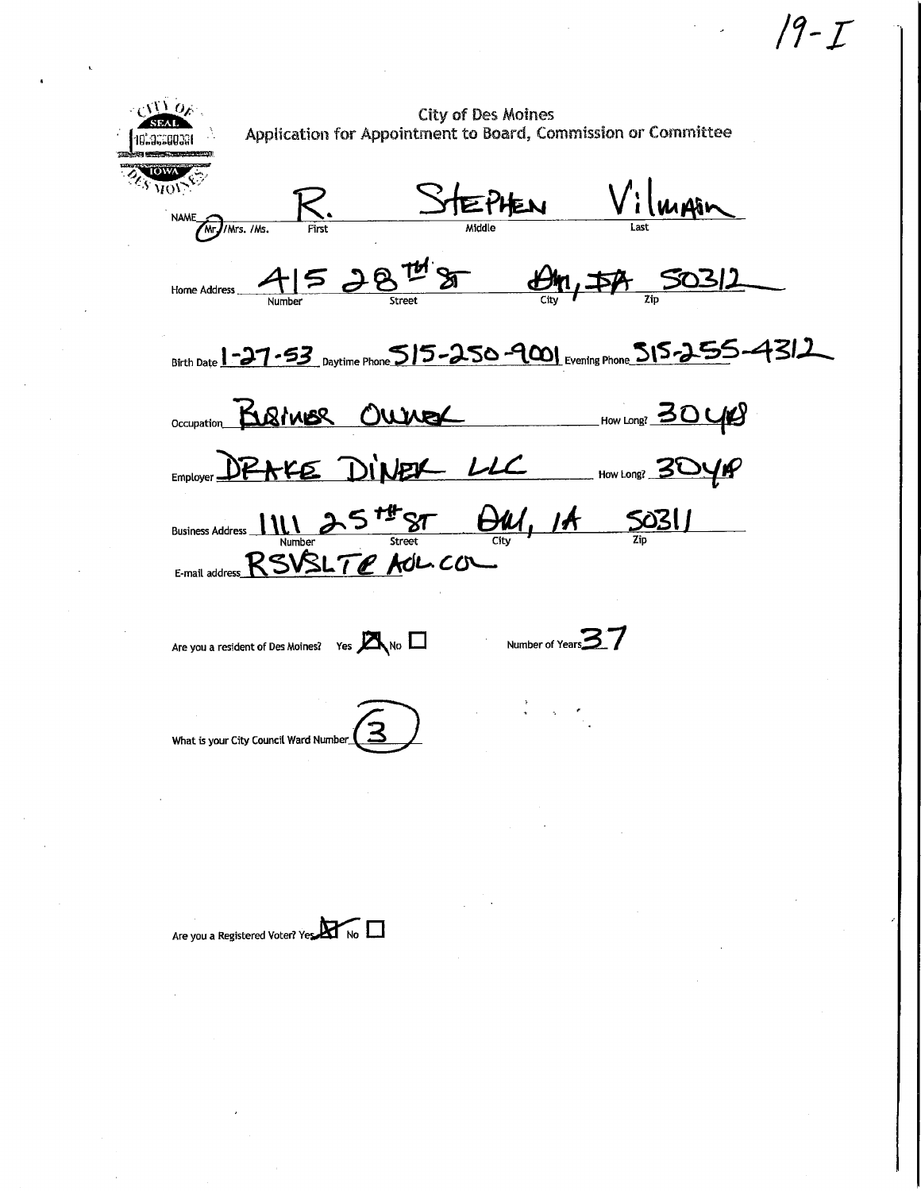19-I

City of Des Moines
Application for Appointment to Board, Commission or Committee

NAME (Mr.)/Mrs. /Ms. R. STEPHEN Vilmain
First Middle Last

Home Address 415 28TH ST DM, IA 50312
Number Street City Zip

Birth Date 1-27-53 Daytime Phone 515-250-9001 Evening Phone 515-255-4312

Occupation BUSINESS OWNER How Long? 30 YRS

Employer DRAKE DINER LLC How Long? 30 YRS

Business Address 1111 25TH ST DM, IA 50311
Number Street City Zip

E-mail address RSVSLT@AOL.COM

Are you a resident of Des Moines? Yes ☒ No ☐ Number of Years 37

What is your City Council Ward Number (3)

Are you a Registered Voter? Yes ☒ No ☐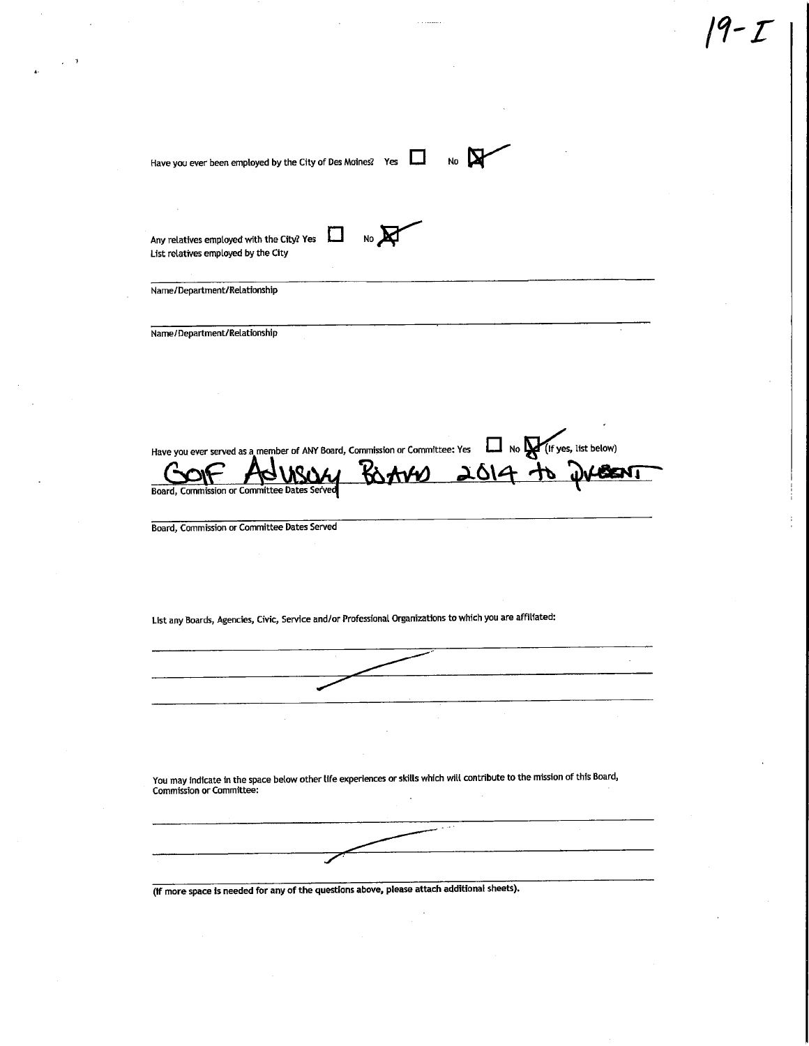19-I

Have you ever been employed by the City of Des Moines? Yes ☐ No ☒

Any relatives employed with the City? Yes ☐ No ☒
List relatives employed by the City

Name/Department/Relationship

Name/Department/Relationship

Have you ever served as a member of ANY Board, Commission or Committee: Yes ☐ No ☒ (If yes, list below)

Golf Advisory Board 2014 to present

Board, Commission or Committee Dates Served

Board, Commission or Committee Dates Served

List any Boards, Agencies, Civic, Service and/or Professional Organizations to which you are affiliated:

You may indicate in the space below other life experiences or skills which will contribute to the mission of this Board, Commission or Committee:

(If more space is needed for any of the questions above, please attach additional sheets).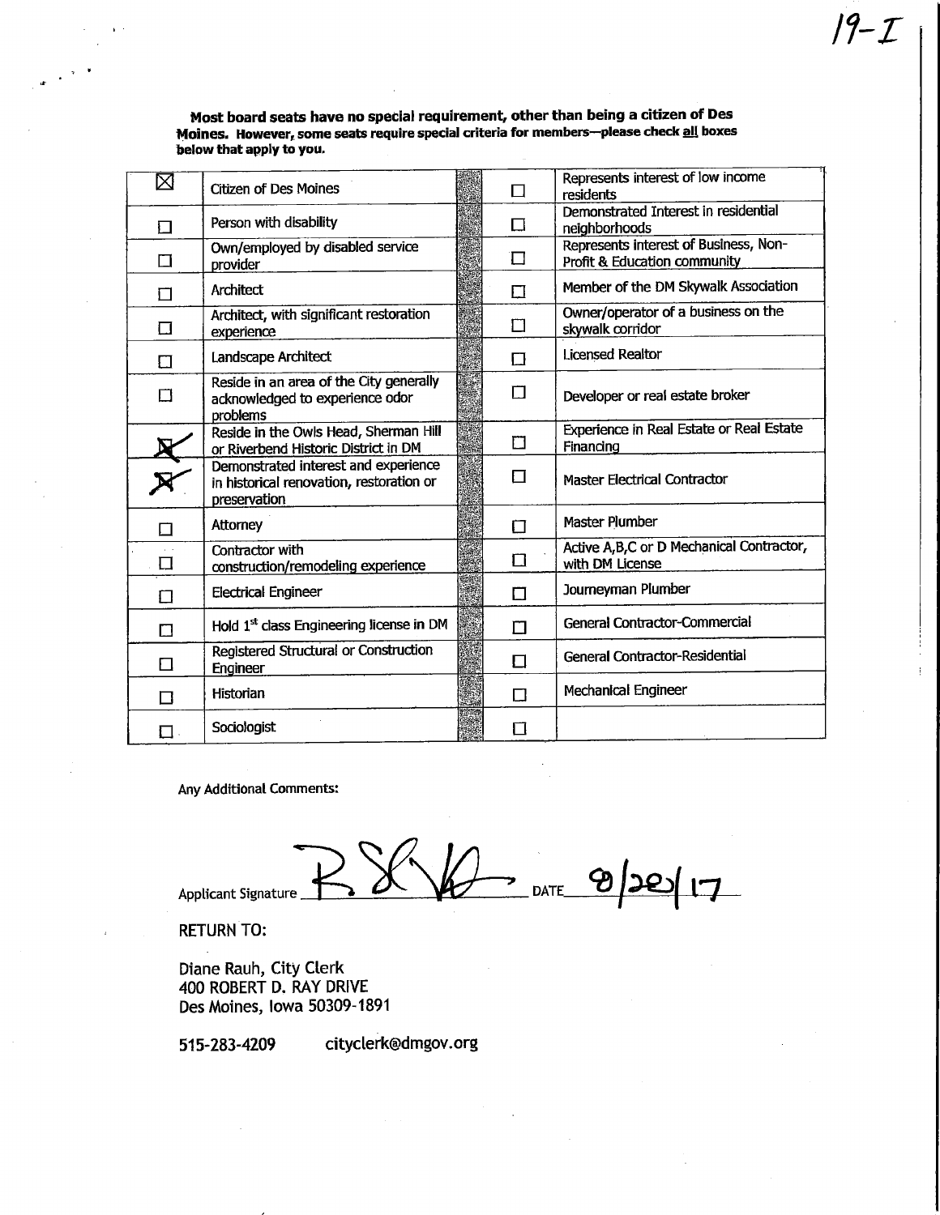19-I

**Most board seats have no special requirement, other than being a citizen of Des Moines. However, some seats require special criteria for members—please check all boxes below that apply to you.**

| | | | |
|---|---|---|---|
| ☒ | Citizen of Des Moines | ☐ | Represents interest of low income residents |
| ☐ | Person with disability | ☐ | Demonstrated Interest in residential neighborhoods |
| ☐ | Own/employed by disabled service provider | ☐ | Represents interest of Business, Non-Profit & Education community |
| ☐ | Architect | ☐ | Member of the DM Skywalk Association |
| ☐ | Architect, with significant restoration experience | ☐ | Owner/operator of a business on the skywalk corridor |
| ☐ | Landscape Architect | ☐ | Licensed Realtor |
| ☐ | Reside in an area of the City generally acknowledged to experience odor problems | ☐ | Developer or real estate broker |
| ☒ | Reside in the Owls Head, Sherman Hill or Riverbend Historic District in DM | ☐ | Experience in Real Estate or Real Estate Financing |
| ☒ | Demonstrated interest and experience in historical renovation, restoration or preservation | ☐ | Master Electrical Contractor |
| ☐ | Attorney | ☐ | Master Plumber |
| ☐ | Contractor with construction/remodeling experience | ☐ | Active A,B,C or D Mechanical Contractor, with DM License |
| ☐ | Electrical Engineer | ☐ | Journeyman Plumber |
| ☐ | Hold 1st class Engineering license in DM | ☐ | General Contractor-Commercial |
| ☐ | Registered Structural or Construction Engineer | ☐ | General Contractor-Residential |
| ☐ | Historian | ☐ | Mechanical Engineer |
| ☐ | Sociologist | ☐ | |

Any Additional Comments:

Applicant Signature [signature] DATE 8/20/17

RETURN TO:

Diane Rauh, City Clerk
400 ROBERT D. RAY DRIVE
Des Moines, Iowa 50309-1891

515-283-4209 cityclerk@dmgov.org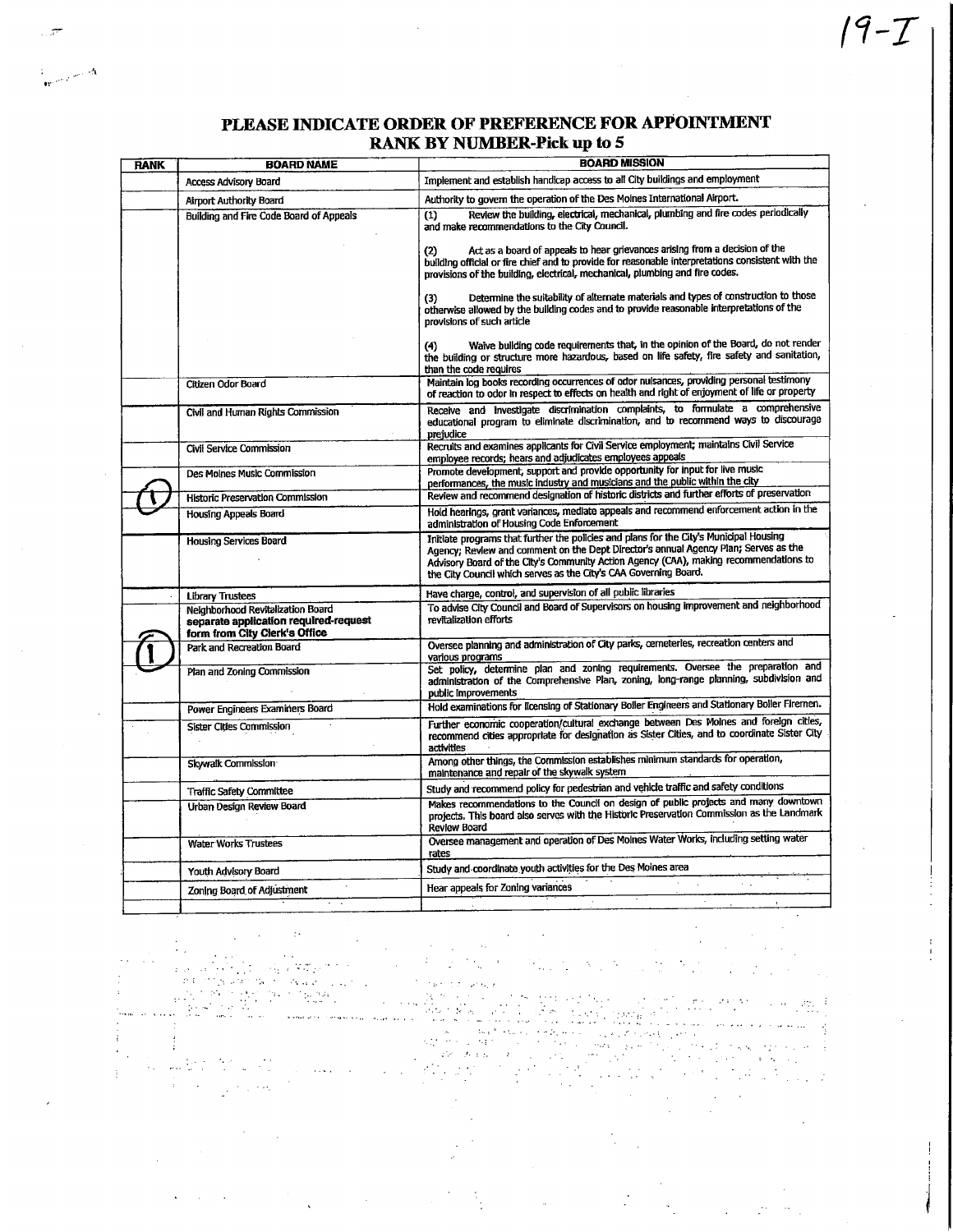19-I

## PLEASE INDICATE ORDER OF PREFERENCE FOR APPOINTMENT
## RANK BY NUMBER-Pick up to 5

| RANK | BOARD NAME | BOARD MISSION |
|---|---|---|
| | Access Advisory Board | Implement and establish handicap access to all City buildings and employment |
| | Airport Authority Board | Authority to govern the operation of the Des Moines International Airport. |
| | Building and Fire Code Board of Appeals | (1) Review the building, electrical, mechanical, plumbing and fire codes periodically and make recommendations to the City Council.<br><br>(2) Act as a board of appeals to hear grievances arising from a decision of the building official or fire chief and to provide for reasonable interpretations consistent with the provisions of the building, electrical, mechanical, plumbing and fire codes.<br><br>(3) Determine the suitability of alternate materials and types of construction to those otherwise allowed by the building codes and to provide reasonable interpretations of the provisions of such article<br><br>(4) Waive building code requirements that, in the opinion of the Board, do not render the building or structure more hazardous, based on life safety, fire safety and sanitation, than the code requires |
| | Citizen Odor Board | Maintain log books recording occurrences of odor nuisances, providing personal testimony of reaction to odor in respect to effects on health and right of enjoyment of life or property |
| | Civil and Human Rights Commission | Receive and investigate discrimination complaints, to formulate a comprehensive educational program to eliminate discrimination, and to recommend ways to discourage prejudice |
| | Civil Service Commission | Recruits and examines applicants for Civil Service employment; maintains Civil Service employee records; hears and adjudicates employees appeals |
| | Des Moines Music Commission | Promote development, support and provide opportunity for input for live music performances, the music industry and musicians and the public within the city |
| 1 | Historic Preservation Commission | Review and recommend designation of historic districts and further efforts of preservation |
| | Housing Appeals Board | Hold hearings, grant variances, mediate appeals and recommend enforcement action in the administration of Housing Code Enforcement |
| | Housing Services Board | Initiate programs that further the policies and plans for the City's Municipal Housing Agency; Review and comment on the Dept Director's annual Agency Plan; Serves as the Advisory Board of the City's Community Action Agency (CAA), making recommendations to the City Council which serves as the City's CAA Governing Board. |
| | Library Trustees | Have charge, control, and supervision of all public libraries |
| | Neighborhood Revitalization Board **separate application required-request form from City Clerk's Office** | To advise City Council and Board of Supervisors on housing improvement and neighborhood revitalization efforts |
| 1 | Park and Recreation Board | Oversee planning and administration of City parks, cemeteries, recreation centers and various programs |
| | Plan and Zoning Commission | Set policy, determine plan and zoning requirements. Oversee the preparation and administration of the Comprehensive Plan, zoning, long-range planning, subdivision and public improvements |
| | Power Engineers Examiners Board | Hold examinations for licensing of Stationary Boiler Engineers and Stationary Boiler Firemen. |
| | Sister Cities Commission | Further economic cooperation/cultural exchange between Des Moines and foreign cities, recommend cities appropriate for designation as Sister Cities, and to coordinate Sister City activities |
| | Skywalk Commission | Among other things, the Commission establishes minimum standards for operation, maintenance and repair of the skywalk system |
| | Traffic Safety Committee | Study and recommend policy for pedestrian and vehicle traffic and safety conditions |
| | Urban Design Review Board | Makes recommendations to the Council on design of public projects and many downtown projects. This board also serves with the Historic Preservation Commission as the Landmark Review Board |
| | Water Works Trustees | Oversee management and operation of Des Moines Water Works, including setting water rates |
| | Youth Advisory Board | Study and coordinate youth activities for the Des Moines area |
| | Zoning Board of Adjustment | Hear appeals for Zoning variances |
| | | |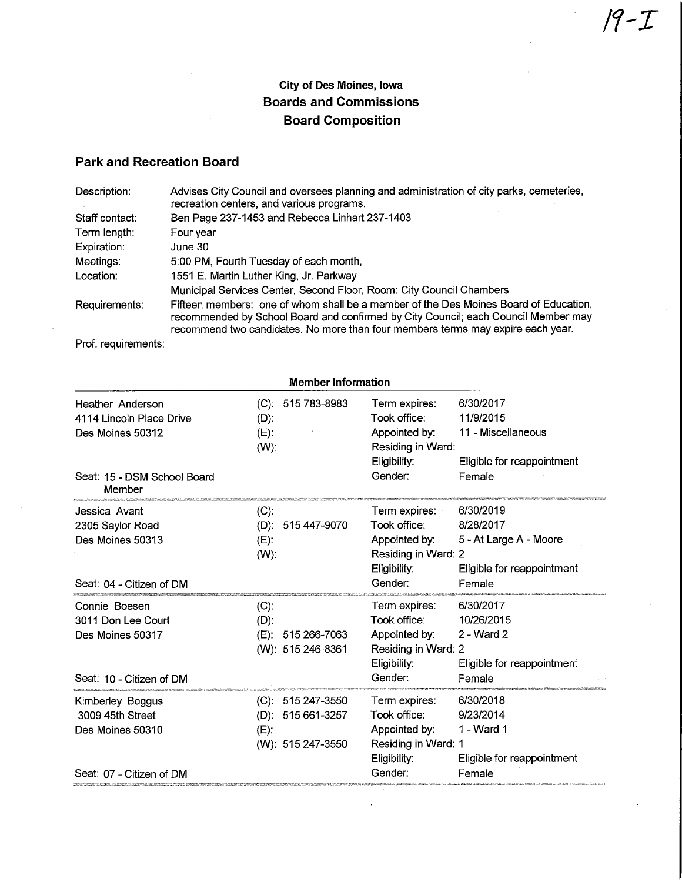19-I

## City of Des Moines, Iowa
## Boards and Commissions
## Board Composition

### Park and Recreation Board

| | |
|---|---|
| Description: | Advises City Council and oversees planning and administration of city parks, cemeteries, recreation centers, and various programs. |
| Staff contact: | Ben Page 237-1453 and Rebecca Linhart 237-1403 |
| Term length: | Four year |
| Expiration: | June 30 |
| Meetings: | 5:00 PM, Fourth Tuesday of each month, |
| Location: | 1551 E. Martin Luther King, Jr. Parkway<br>Municipal Services Center, Second Floor, Room: City Council Chambers |
| Requirements: | Fifteen members: one of whom shall be a member of the Des Moines Board of Education, recommended by School Board and confirmed by City Council; each Council Member may recommend two candidates. No more than four members terms may expire each year. |
| Prof. requirements: | |

**Member Information**

| Member | Phone | Details | |
|---|---|---|---|
| Heather Anderson<br>4114 Lincoln Place Drive<br>Des Moines 50312<br><br>Seat: 15 - DSM School Board Member | (C): 515 783-8983<br>(D):<br>(E):<br>(W): | Term expires:<br>Took office:<br>Appointed by:<br>Residing in Ward:<br>Eligibility:<br>Gender: | 6/30/2017<br>11/9/2015<br>11 - Miscellaneous<br><br>Eligible for reappointment<br>Female |
| Jessica Avant<br>2305 Saylor Road<br>Des Moines 50313<br><br>Seat: 04 - Citizen of DM | (C):<br>(D): 515 447-9070<br>(E):<br>(W): | Term expires:<br>Took office:<br>Appointed by:<br>Residing in Ward:<br>Eligibility:<br>Gender: | 6/30/2019<br>8/28/2017<br>5 - At Large A - Moore<br>2<br>Eligible for reappointment<br>Female |
| Connie Boesen<br>3011 Don Lee Court<br>Des Moines 50317<br><br>Seat: 10 - Citizen of DM | (C):<br>(D):<br>(E): 515 266-7063<br>(W): 515 246-8361 | Term expires:<br>Took office:<br>Appointed by:<br>Residing in Ward:<br>Eligibility:<br>Gender: | 6/30/2017<br>10/26/2015<br>2 - Ward 2<br>2<br>Eligible for reappointment<br>Female |
| Kimberley Boggus<br>3009 45th Street<br>Des Moines 50310<br><br>Seat: 07 - Citizen of DM | (C): 515 247-3550<br>(D): 515 661-3257<br>(E):<br>(W): 515 247-3550 | Term expires:<br>Took office:<br>Appointed by:<br>Residing in Ward:<br>Eligibility:<br>Gender: | 6/30/2018<br>9/23/2014<br>1 - Ward 1<br>1<br>Eligible for reappointment<br>Female |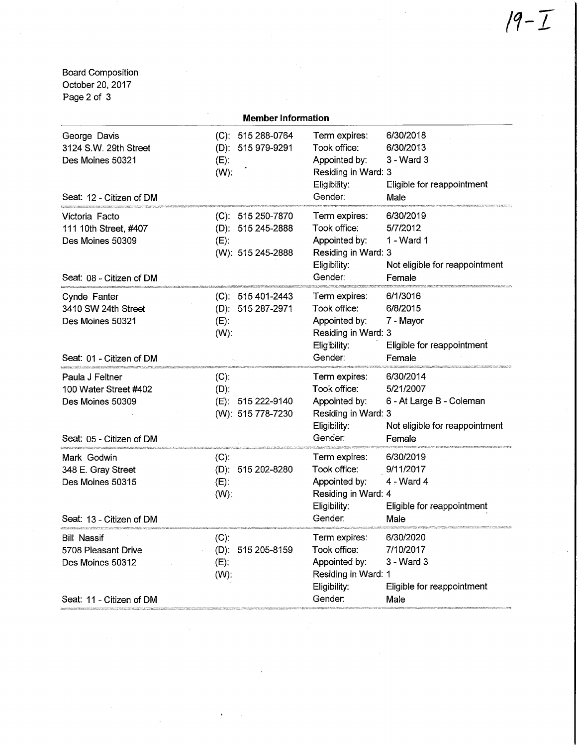19-I

Board Composition
October 20, 2017

## Member Information

| Member | Phone | Details | |
|---|---|---|---|
| George Davis<br>3124 S.W. 29th Street<br>Des Moines 50321<br><br>Seat: 12 - Citizen of DM | (C): 515 288-0764<br>(D): 515 979-9291<br>(E):<br>(W): | Term expires:<br>Took office:<br>Appointed by:<br>Residing in Ward:<br>Eligibility:<br>Gender: | 6/30/2018<br>6/30/2013<br>3 - Ward 3<br>3<br>Eligible for reappointment<br>Male |
| Victoria Facto<br>111 10th Street, #407<br>Des Moines 50309<br><br>Seat: 08 - Citizen of DM | (C): 515 250-7870<br>(D): 515 245-2888<br>(E):<br>(W): 515 245-2888 | Term expires:<br>Took office:<br>Appointed by:<br>Residing in Ward:<br>Eligibility:<br>Gender: | 6/30/2019<br>5/7/2012<br>1 - Ward 1<br>3<br>Not eligible for reappointment<br>Female |
| Cynde Fanter<br>3410 SW 24th Street<br>Des Moines 50321<br><br>Seat: 01 - Citizen of DM | (C): 515 401-2443<br>(D): 515 287-2971<br>(E):<br>(W): | Term expires:<br>Took office:<br>Appointed by:<br>Residing in Ward:<br>Eligibility:<br>Gender: | 6/1/3016<br>6/8/2015<br>7 - Mayor<br>3<br>Eligible for reappointment<br>Female |
| Paula J Feltner<br>100 Water Street #402<br>Des Moines 50309<br><br>Seat: 05 - Citizen of DM | (C):<br>(D):<br>(E): 515 222-9140<br>(W): 515 778-7230 | Term expires:<br>Took office:<br>Appointed by:<br>Residing in Ward:<br>Eligibility:<br>Gender: | 6/30/2014<br>5/21/2007<br>6 - At Large B - Coleman<br>3<br>Not eligible for reappointment<br>Female |
| Mark Godwin<br>348 E. Gray Street<br>Des Moines 50315<br><br>Seat: 13 - Citizen of DM | (C):<br>(D): 515 202-8280<br>(E):<br>(W): | Term expires:<br>Took office:<br>Appointed by:<br>Residing in Ward:<br>Eligibility:<br>Gender: | 6/30/2019<br>9/11/2017<br>4 - Ward 4<br>4<br>Eligible for reappointment<br>Male |
| Bill Nassif<br>5708 Pleasant Drive<br>Des Moines 50312<br><br>Seat: 11 - Citizen of DM | (C):<br>(D): 515 205-8159<br>(E):<br>(W): | Term expires:<br>Took office:<br>Appointed by:<br>Residing in Ward:<br>Eligibility:<br>Gender: | 6/30/2020<br>7/10/2017<br>3 - Ward 3<br>1<br>Eligible for reappointment<br>Male |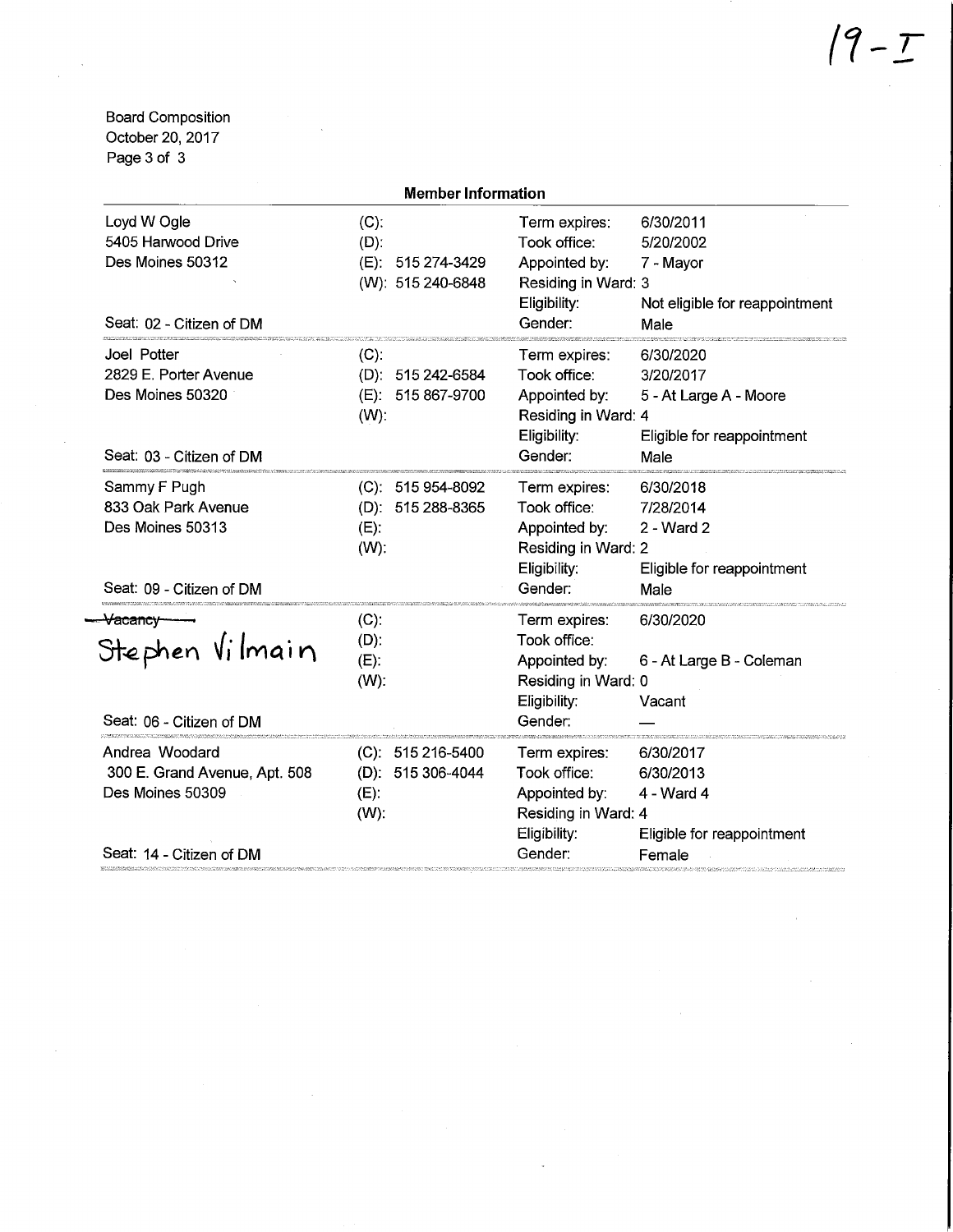19-I

Board Composition
October 20, 2017
Page 3 of 3

**Member Information**

| | | | |
|---|---|---|---|
| Loyd W Ogle<br>5405 Harwood Drive<br>Des Moines 50312<br><br>Seat: 02 - Citizen of DM | (C):<br>(D):<br>(E): 515 274-3429<br>(W): 515 240-6848 | Term expires:<br>Took office:<br>Appointed by:<br>Residing in Ward:<br>Eligibility:<br>Gender: | 6/30/2011<br>5/20/2002<br>7 - Mayor<br>3<br>Not eligible for reappointment<br>Male |
| Joel Potter<br>2829 E. Porter Avenue<br>Des Moines 50320<br><br>Seat: 03 - Citizen of DM | (C):<br>(D): 515 242-6584<br>(E): 515 867-9700<br>(W): | Term expires:<br>Took office:<br>Appointed by:<br>Residing in Ward:<br>Eligibility:<br>Gender: | 6/30/2020<br>3/20/2017<br>5 - At Large A - Moore<br>4<br>Eligible for reappointment<br>Male |
| Sammy F Pugh<br>833 Oak Park Avenue<br>Des Moines 50313<br><br>Seat: 09 - Citizen of DM | (C): 515 954-8092<br>(D): 515 288-8365<br>(E):<br>(W): | Term expires:<br>Took office:<br>Appointed by:<br>Residing in Ward:<br>Eligibility:<br>Gender: | 6/30/2018<br>7/28/2014<br>2 - Ward 2<br>2<br>Eligible for reappointment<br>Male |
| ~~Vacancy~~ Stephen Vilmain<br><br>Seat: 06 - Citizen of DM | (C):<br>(D):<br>(E):<br>(W): | Term expires:<br>Took office:<br>Appointed by:<br>Residing in Ward:<br>Eligibility:<br>Gender: | 6/30/2020<br><br>6 - At Large B - Coleman<br>0<br>Vacant<br>— |
| Andrea Woodard<br>300 E. Grand Avenue, Apt. 508<br>Des Moines 50309<br><br>Seat: 14 - Citizen of DM | (C): 515 216-5400<br>(D): 515 306-4044<br>(E):<br>(W): | Term expires:<br>Took office:<br>Appointed by:<br>Residing in Ward:<br>Eligibility:<br>Gender: | 6/30/2017<br>6/30/2013<br>4 - Ward 4<br>4<br>Eligible for reappointment<br>Female |